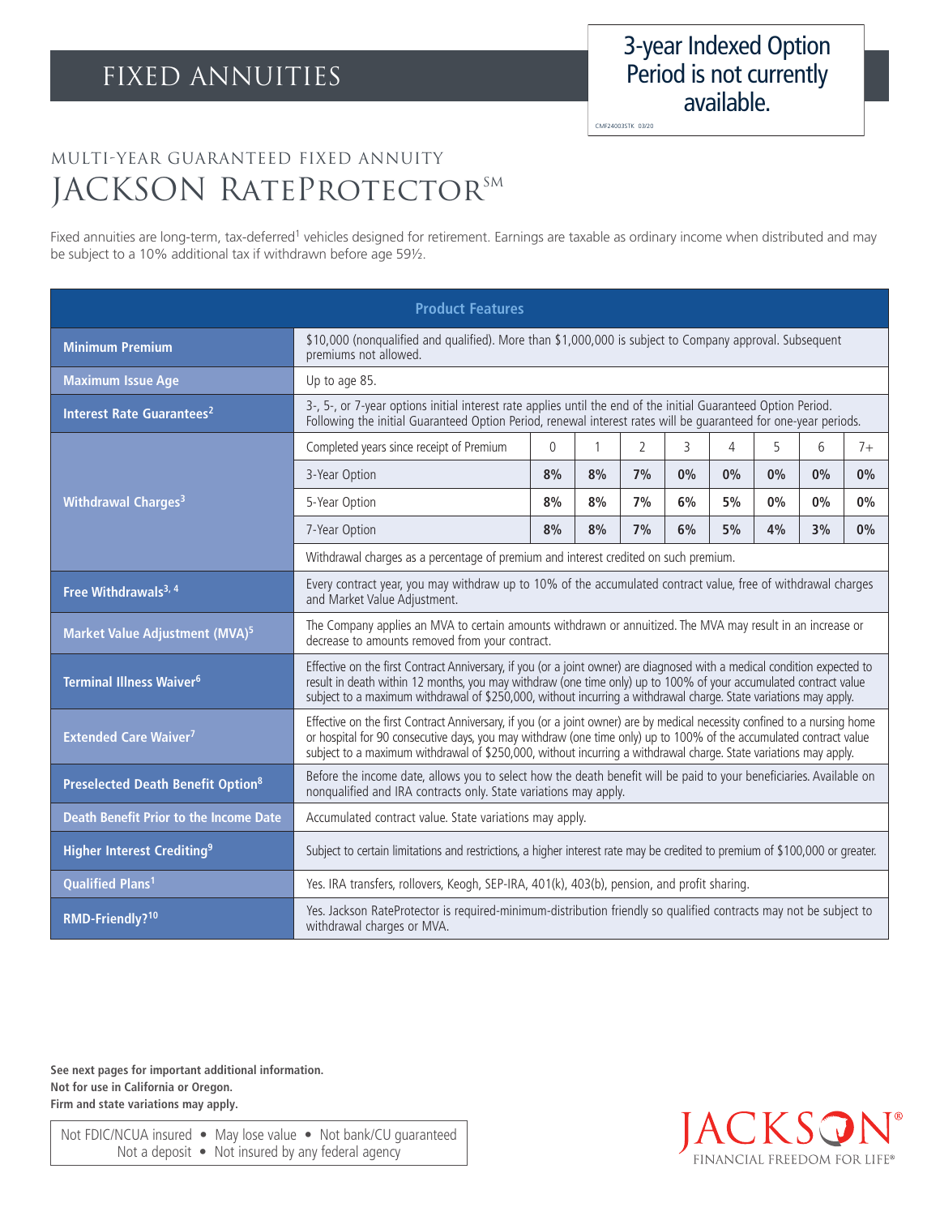# FIXED ANNUITIES

3-year Indexed Option Period is not currently available.

CMF24003STK 03/20

## MULTI-YEAR GUARANTEED FIXED ANNUITY

# JACKSON RATEPROTECTOR℠

Fixed annuities are long-term, tax-deferred[1] vehicles designed for retirement. Earnings are taxable as ordinary income when distributed and may be subject to a 10% additional tax if withdrawn before age 59½.

| Product Features | | | | | | | | | |
|---|---|---|---|---|---|---|---|---|---|
| **Minimum Premium** | $10,000 (nonqualified and qualified). More than $1,000,000 is subject to Company approval. Subsequent premiums not allowed. | | | | | | | | |
| **Maximum Issue Age** | Up to age 85. | | | | | | | | |
| **Interest Rate Guarantees[2]** | 3-, 5-, or 7-year options initial interest rate applies until the end of the initial Guaranteed Option Period. Following the initial Guaranteed Option Period, renewal interest rates will be guaranteed for one-year periods. | | | | | | | | |
| **Withdrawal Charges[3]** | Completed years since receipt of Premium | 0 | 1 | 2 | 3 | 4 | 5 | 6 | 7+ |
| | 3-Year Option | **8%** | **8%** | **7%** | **0%** | **0%** | **0%** | **0%** | **0%** |
| | 5-Year Option | **8%** | **8%** | **7%** | **6%** | **5%** | **0%** | **0%** | **0%** |
| | 7-Year Option | **8%** | **8%** | **7%** | **6%** | **5%** | **4%** | **3%** | **0%** |
| | Withdrawal charges as a percentage of premium and interest credited on such premium. | | | | | | | | |
| **Free Withdrawals[3, 4]** | Every contract year, you may withdraw up to 10% of the accumulated contract value, free of withdrawal charges and Market Value Adjustment. | | | | | | | | |
| **Market Value Adjustment (MVA)[5]** | The Company applies an MVA to certain amounts withdrawn or annuitized. The MVA may result in an increase or decrease to amounts removed from your contract. | | | | | | | | |
| **Terminal Illness Waiver[6]** | Effective on the first Contract Anniversary, if you (or a joint owner) are diagnosed with a medical condition expected to result in death within 12 months, you may withdraw (one time only) up to 100% of your accumulated contract value subject to a maximum withdrawal of $250,000, without incurring a withdrawal charge. State variations may apply. | | | | | | | | |
| **Extended Care Waiver[7]** | Effective on the first Contract Anniversary, if you (or a joint owner) are by medical necessity confined to a nursing home or hospital for 90 consecutive days, you may withdraw (one time only) up to 100% of the accumulated contract value subject to a maximum withdrawal of $250,000, without incurring a withdrawal charge. State variations may apply. | | | | | | | | |
| **Preselected Death Benefit Option[8]** | Before the income date, allows you to select how the death benefit will be paid to your beneficiaries. Available on nonqualified and IRA contracts only. State variations may apply. | | | | | | | | |
| **Death Benefit Prior to the Income Date** | Accumulated contract value. State variations may apply. | | | | | | | | |
| **Higher Interest Crediting[9]** | Subject to certain limitations and restrictions, a higher interest rate may be credited to premium of $100,000 or greater. | | | | | | | | |
| **Qualified Plans[1]** | Yes. IRA transfers, rollovers, Keogh, SEP-IRA, 401(k), 403(b), pension, and profit sharing. | | | | | | | | |
| **RMD-Friendly?[10]** | Yes. Jackson RateProtector is required-minimum-distribution friendly so qualified contracts may not be subject to withdrawal charges or MVA. | | | | | | | | |

**See next pages for important additional information.**
**Not for use in California or Oregon.**
**Firm and state variations may apply.**

Not FDIC/NCUA insured • May lose value • Not bank/CU guaranteed
Not a deposit • Not insured by any federal agency

JACKSON® FINANCIAL FREEDOM FOR LIFE®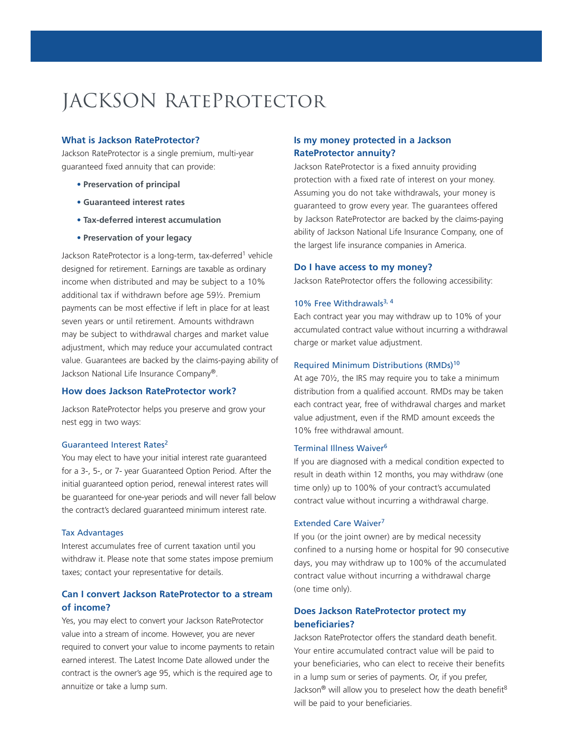# JACKSON RATEPROTECTOR

## What is Jackson RateProtector?

Jackson RateProtector is a single premium, multi-year guaranteed fixed annuity that can provide:

- **Preservation of principal**
- **Guaranteed interest rates**
- **Tax-deferred interest accumulation**
- **Preservation of your legacy**

Jackson RateProtector is a long-term, tax-deferred[1] vehicle designed for retirement. Earnings are taxable as ordinary income when distributed and may be subject to a 10% additional tax if withdrawn before age 59½. Premium payments can be most effective if left in place for at least seven years or until retirement. Amounts withdrawn may be subject to withdrawal charges and market value adjustment, which may reduce your accumulated contract value. Guarantees are backed by the claims-paying ability of Jackson National Life Insurance Company®.

## How does Jackson RateProtector work?

Jackson RateProtector helps you preserve and grow your nest egg in two ways:

### Guaranteed Interest Rates[2]

You may elect to have your initial interest rate guaranteed for a 3-, 5-, or 7- year Guaranteed Option Period. After the initial guaranteed option period, renewal interest rates will be guaranteed for one-year periods and will never fall below the contract's declared guaranteed minimum interest rate.

### Tax Advantages

Interest accumulates free of current taxation until you withdraw it. Please note that some states impose premium taxes; contact your representative for details.

## Can I convert Jackson RateProtector to a stream of income?

Yes, you may elect to convert your Jackson RateProtector value into a stream of income. However, you are never required to convert your value to income payments to retain earned interest. The Latest Income Date allowed under the contract is the owner's age 95, which is the required age to annuitize or take a lump sum.

## Is my money protected in a Jackson RateProtector annuity?

Jackson RateProtector is a fixed annuity providing protection with a fixed rate of interest on your money. Assuming you do not take withdrawals, your money is guaranteed to grow every year. The guarantees offered by Jackson RateProtector are backed by the claims-paying ability of Jackson National Life Insurance Company, one of the largest life insurance companies in America.

## Do I have access to my money?

Jackson RateProtector offers the following accessibility:

### 10% Free Withdrawals[3, 4]

Each contract year you may withdraw up to 10% of your accumulated contract value without incurring a withdrawal charge or market value adjustment.

### Required Minimum Distributions (RMDs)[10]

At age 70½, the IRS may require you to take a minimum distribution from a qualified account. RMDs may be taken each contract year, free of withdrawal charges and market value adjustment, even if the RMD amount exceeds the 10% free withdrawal amount.

### Terminal Illness Waiver[6]

If you are diagnosed with a medical condition expected to result in death within 12 months, you may withdraw (one time only) up to 100% of your contract's accumulated contract value without incurring a withdrawal charge.

### Extended Care Waiver[7]

If you (or the joint owner) are by medical necessity confined to a nursing home or hospital for 90 consecutive days, you may withdraw up to 100% of the accumulated contract value without incurring a withdrawal charge (one time only).

## Does Jackson RateProtector protect my beneficiaries?

Jackson RateProtector offers the standard death benefit. Your entire accumulated contract value will be paid to your beneficiaries, who can elect to receive their benefits in a lump sum or series of payments. Or, if you prefer, Jackson® will allow you to preselect how the death benefit[8] will be paid to your beneficiaries.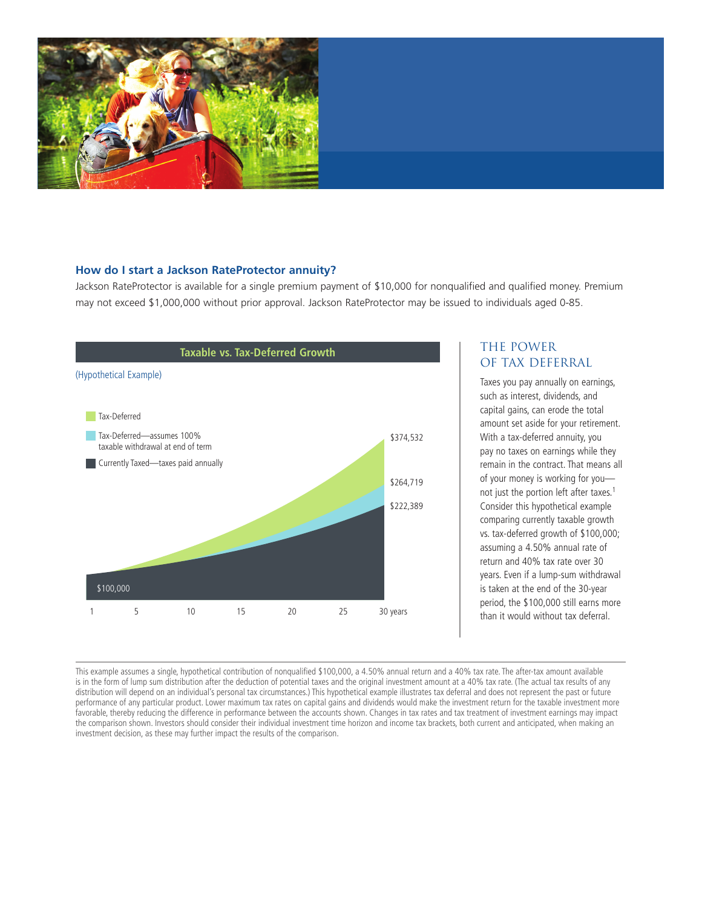## How do I start a Jackson RateProtector annuity?

Jackson RateProtector is available for a single premium payment of $10,000 for nonqualified and qualified money. Premium may not exceed $1,000,000 without prior approval. Jackson RateProtector may be issued to individuals aged 0-85.

**Taxable vs. Tax-Deferred Growth**

(Hypothetical Example)

Tax-Deferred

Tax-Deferred—assumes 100% taxable withdrawal at end of term

Currently Taxed—taxes paid annually

$374,532

$264,719

$222,389

$100,000

1 5 10 15 20 25 30 years

## THE POWER OF TAX DEFERRAL

Taxes you pay annually on earnings, such as interest, dividends, and capital gains, can erode the total amount set aside for your retirement. With a tax-deferred annuity, you pay no taxes on earnings while they remain in the contract. That means all of your money is working for you—not just the portion left after taxes.[1] Consider this hypothetical example comparing currently taxable growth vs. tax-deferred growth of $100,000; assuming a 4.50% annual rate of return and 40% tax rate over 30 years. Even if a lump-sum withdrawal is taken at the end of the 30-year period, the $100,000 still earns more than it would without tax deferral.

This example assumes a single, hypothetical contribution of nonqualified $100,000, a 4.50% annual return and a 40% tax rate. The after-tax amount available is in the form of lump sum distribution after the deduction of potential taxes and the original investment amount at a 40% tax rate. (The actual tax results of any distribution will depend on an individual's personal tax circumstances.) This hypothetical example illustrates tax deferral and does not represent the past or future performance of any particular product. Lower maximum tax rates on capital gains and dividends would make the investment return for the taxable investment more favorable, thereby reducing the difference in performance between the accounts shown. Changes in tax rates and tax treatment of investment earnings may impact the comparison shown. Investors should consider their individual investment time horizon and income tax brackets, both current and anticipated, when making an investment decision, as these may further impact the results of the comparison.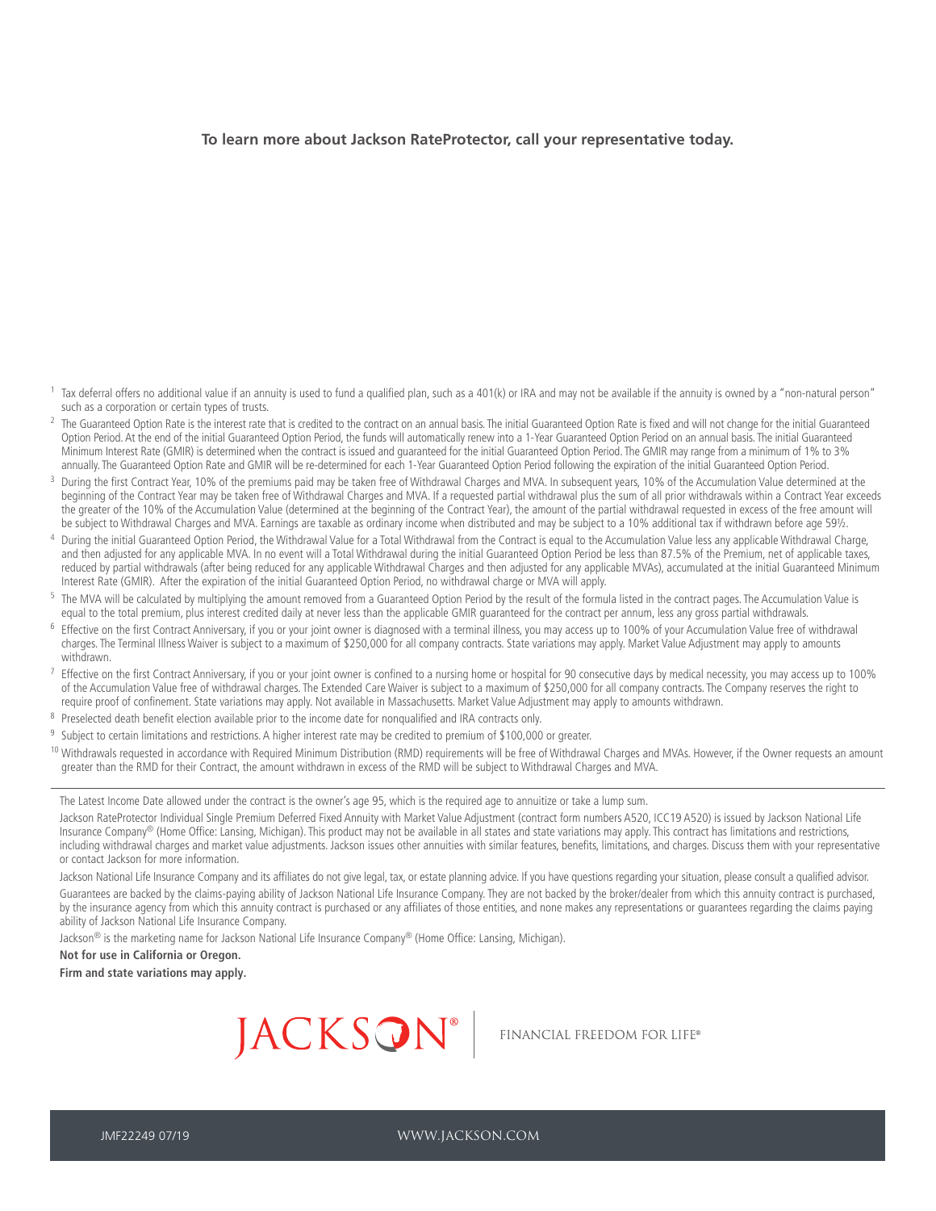**To learn more about Jackson RateProtector, call your representative today.**

[1] Tax deferral offers no additional value if an annuity is used to fund a qualified plan, such as a 401(k) or IRA and may not be available if the annuity is owned by a "non-natural person" such as a corporation or certain types of trusts.

[2] The Guaranteed Option Rate is the interest rate that is credited to the contract on an annual basis. The initial Guaranteed Option Rate is fixed and will not change for the initial Guaranteed Option Period. At the end of the initial Guaranteed Option Period, the funds will automatically renew into a 1-Year Guaranteed Option Period on an annual basis. The initial Guaranteed Minimum Interest Rate (GMIR) is determined when the contract is issued and guaranteed for the initial Guaranteed Option Period. The GMIR may range from a minimum of 1% to 3% annually. The Guaranteed Option Rate and GMIR will be re-determined for each 1-Year Guaranteed Option Period following the expiration of the initial Guaranteed Option Period.

[3] During the first Contract Year, 10% of the premiums paid may be taken free of Withdrawal Charges and MVA. In subsequent years, 10% of the Accumulation Value determined at the beginning of the Contract Year may be taken free of Withdrawal Charges and MVA. If a requested partial withdrawal plus the sum of all prior withdrawals within a Contract Year exceeds the greater of the 10% of the Accumulation Value (determined at the beginning of the Contract Year), the amount of the partial withdrawal requested in excess of the free amount will be subject to Withdrawal Charges and MVA. Earnings are taxable as ordinary income when distributed and may be subject to a 10% additional tax if withdrawn before age 59½.

[4] During the initial Guaranteed Option Period, the Withdrawal Value for a Total Withdrawal from the Contract is equal to the Accumulation Value less any applicable Withdrawal Charge, and then adjusted for any applicable MVA. In no event will a Total Withdrawal during the initial Guaranteed Option Period be less than 87.5% of the Premium, net of applicable taxes, reduced by partial withdrawals (after being reduced for any applicable Withdrawal Charges and then adjusted for any applicable MVAs), accumulated at the initial Guaranteed Minimum Interest Rate (GMIR). After the expiration of the initial Guaranteed Option Period, no withdrawal charge or MVA will apply.

[5] The MVA will be calculated by multiplying the amount removed from a Guaranteed Option Period by the result of the formula listed in the contract pages. The Accumulation Value is equal to the total premium, plus interest credited daily at never less than the applicable GMIR guaranteed for the contract per annum, less any gross partial withdrawals.

[6] Effective on the first Contract Anniversary, if you or your joint owner is diagnosed with a terminal illness, you may access up to 100% of your Accumulation Value free of withdrawal charges. The Terminal Illness Waiver is subject to a maximum of $250,000 for all company contracts. State variations may apply. Market Value Adjustment may apply to amounts withdrawn.

[7] Effective on the first Contract Anniversary, if you or your joint owner is confined to a nursing home or hospital for 90 consecutive days by medical necessity, you may access up to 100% of the Accumulation Value free of withdrawal charges. The Extended Care Waiver is subject to a maximum of $250,000 for all company contracts. The Company reserves the right to require proof of confinement. State variations may apply. Not available in Massachusetts. Market Value Adjustment may apply to amounts withdrawn.

[8] Preselected death benefit election available prior to the income date for nonqualified and IRA contracts only.

[9] Subject to certain limitations and restrictions. A higher interest rate may be credited to premium of $100,000 or greater.

[10] Withdrawals requested in accordance with Required Minimum Distribution (RMD) requirements will be free of Withdrawal Charges and MVAs. However, if the Owner requests an amount greater than the RMD for their Contract, the amount withdrawn in excess of the RMD will be subject to Withdrawal Charges and MVA.

---

The Latest Income Date allowed under the contract is the owner's age 95, which is the required age to annuitize or take a lump sum.

Jackson RateProtector Individual Single Premium Deferred Fixed Annuity with Market Value Adjustment (contract form numbers A520, ICC19 A520) is issued by Jackson National Life Insurance Company® (Home Office: Lansing, Michigan). This product may not be available in all states and state variations may apply. This contract has limitations and restrictions, including withdrawal charges and market value adjustments. Jackson issues other annuities with similar features, benefits, limitations, and charges. Discuss them with your representative or contact Jackson for more information.

Jackson National Life Insurance Company and its affiliates do not give legal, tax, or estate planning advice. If you have questions regarding your situation, please consult a qualified advisor.

Guarantees are backed by the claims-paying ability of Jackson National Life Insurance Company. They are not backed by the broker/dealer from which this annuity contract is purchased, by the insurance agency from which this annuity contract is purchased or any affiliates of those entities, and none makes any representations or guarantees regarding the claims paying ability of Jackson National Life Insurance Company.

Jackson® is the marketing name for Jackson National Life Insurance Company® (Home Office: Lansing, Michigan).

**Not for use in California or Oregon.**

**Firm and state variations may apply.**

JACKSON® | FINANCIAL FREEDOM FOR LIFE®

JMF22249 07/19

WWW.JACKSON.COM